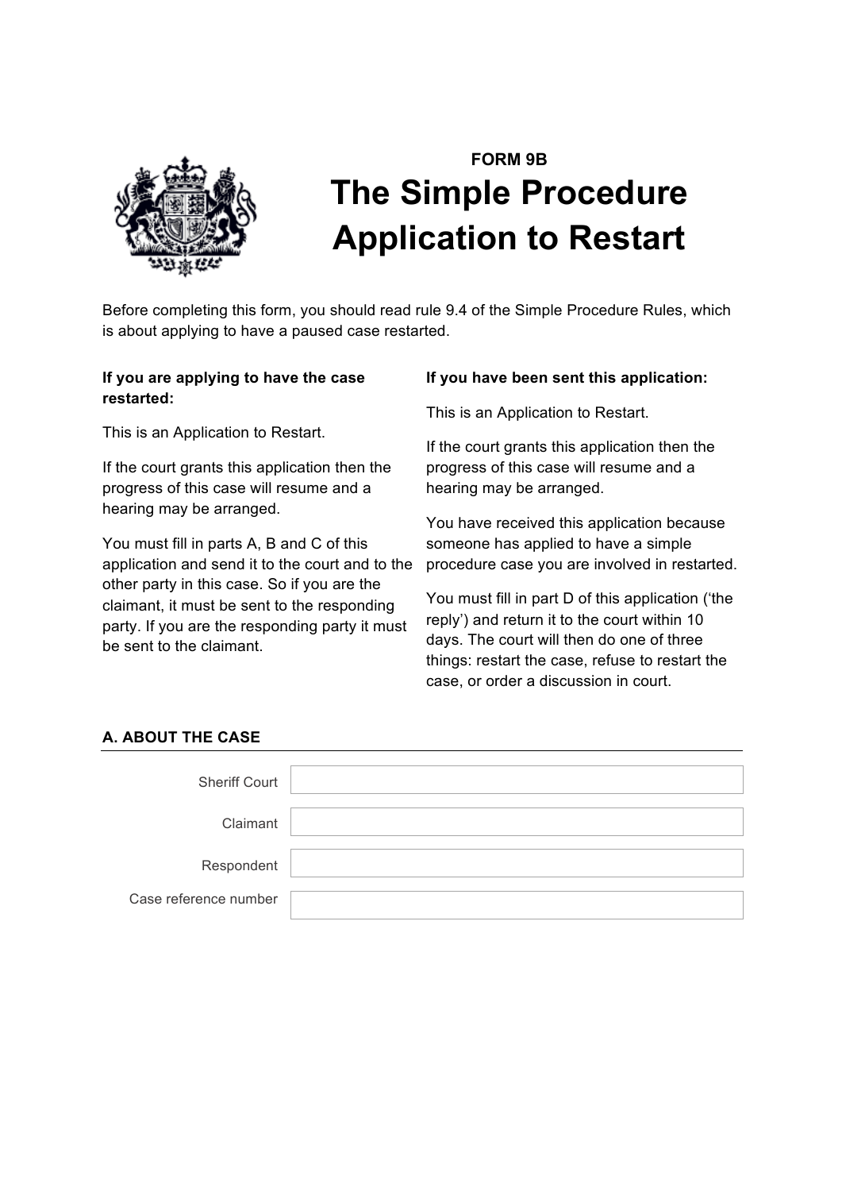**FORM 9B**

# The Simple Procedure Application to Restart

Before completing this form, you should read rule 9.4 of the Simple Procedure Rules, which is about applying to have a paused case restarted.

**If you are applying to have the case restarted:**

This is an Application to Restart.

If the court grants this application then the progress of this case will resume and a hearing may be arranged.

You must fill in parts A, B and C of this application and send it to the court and to the other party in this case. So if you are the claimant, it must be sent to the responding party. If you are the responding party it must be sent to the claimant.

**If you have been sent this application:**

This is an Application to Restart.

If the court grants this application then the progress of this case will resume and a hearing may be arranged.

You have received this application because someone has applied to have a simple procedure case you are involved in restarted.

You must fill in part D of this application ('the reply') and return it to the court within 10 days. The court will then do one of three things: restart the case, refuse to restart the case, or order a discussion in court.

## A. ABOUT THE CASE

| | |
|---|---|
| Sheriff Court | |
| Claimant | |
| Respondent | |
| Case reference number | |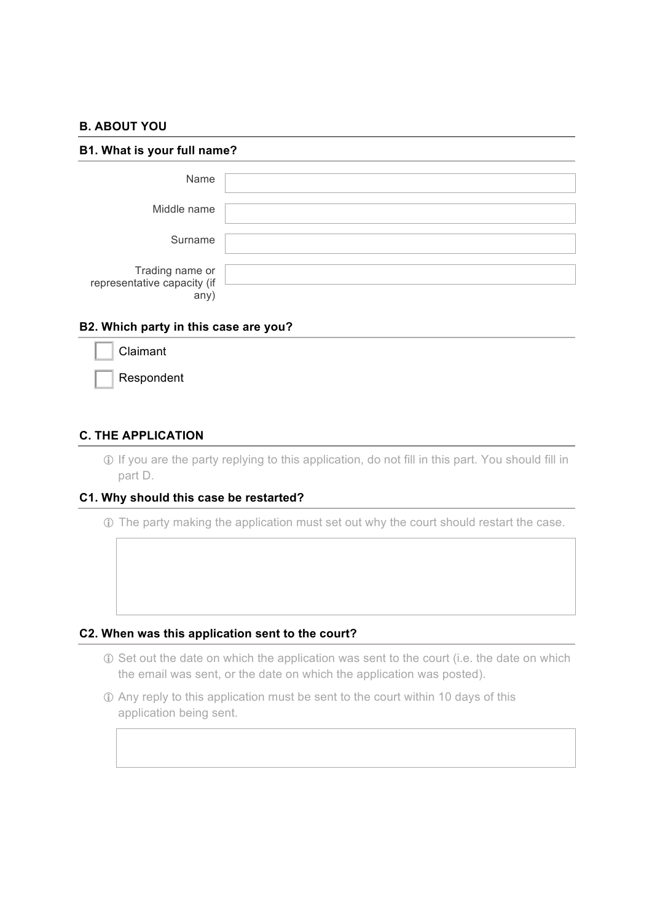## B. ABOUT YOU

### B1. What is your full name?

Name

Middle name

Surname

Trading name or representative capacity (if any)

### B2. Which party in this case are you?

- [ ] Claimant
- [ ] Respondent

## C. THE APPLICATION

ⓘ If you are the party replying to this application, do not fill in this part. You should fill in part D.

### C1. Why should this case be restarted?

ⓘ The party making the application must set out why the court should restart the case.

### C2. When was this application sent to the court?

ⓘ Set out the date on which the application was sent to the court (i.e. the date on which the email was sent, or the date on which the application was posted).

ⓘ Any reply to this application must be sent to the court within 10 days of this application being sent.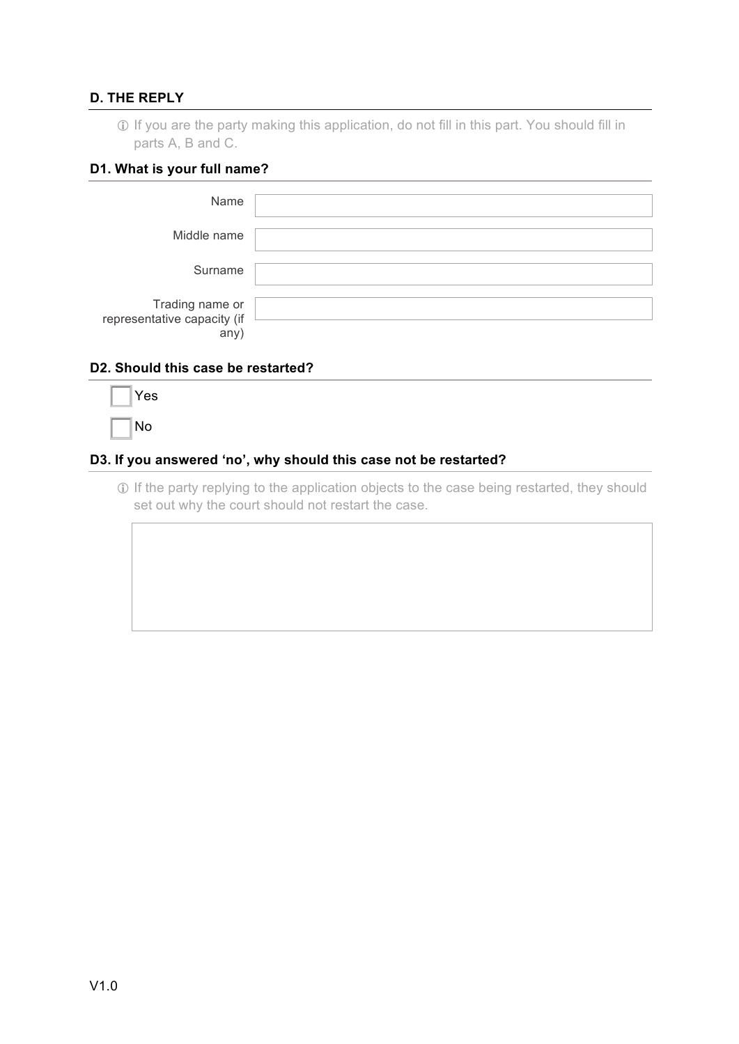## D. THE REPLY

ⓘ If you are the party making this application, do not fill in this part. You should fill in parts A, B and C.

### D1. What is your full name?

Name

Middle name

Surname

Trading name or representative capacity (if any)

### D2. Should this case be restarted?

☐ Yes

☐ No

### D3. If you answered 'no', why should this case not be restarted?

ⓘ If the party replying to the application objects to the case being restarted, they should set out why the court should not restart the case.

V1.0